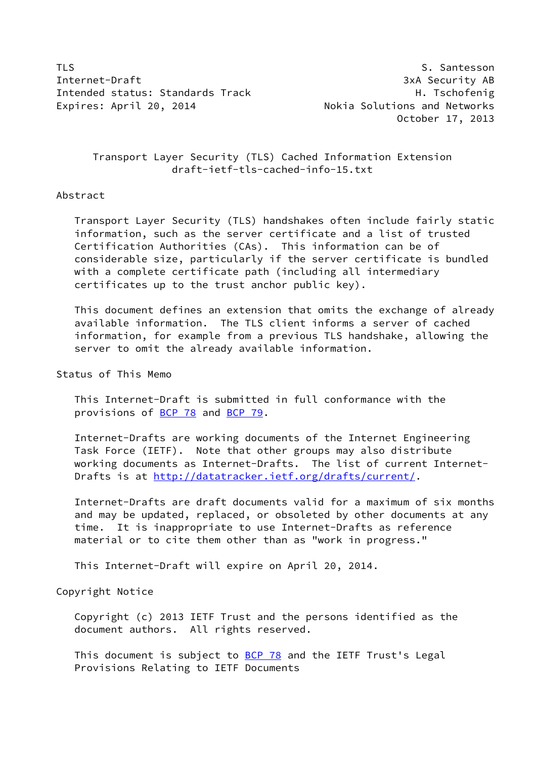TLS                                                        S. Santesson
Internet-Draft                                          3xA Security AB
Intended status: Standards Track                          H. Tschofenig
Expires: April 20, 2014                     Nokia Solutions and Networks
                                                        October 17, 2013

# Transport Layer Security (TLS) Cached Information Extension
draft-ietf-tls-cached-info-15.txt

## Abstract

Transport Layer Security (TLS) handshakes often include fairly static information, such as the server certificate and a list of trusted Certification Authorities (CAs). This information can be of considerable size, particularly if the server certificate is bundled with a complete certificate path (including all intermediary certificates up to the trust anchor public key).

This document defines an extension that omits the exchange of already available information. The TLS client informs a server of cached information, for example from a previous TLS handshake, allowing the server to omit the already available information.

## Status of This Memo

This Internet-Draft is submitted in full conformance with the provisions of BCP 78 and BCP 79.

Internet-Drafts are working documents of the Internet Engineering Task Force (IETF). Note that other groups may also distribute working documents as Internet-Drafts. The list of current Internet-Drafts is at http://datatracker.ietf.org/drafts/current/.

Internet-Drafts are draft documents valid for a maximum of six months and may be updated, replaced, or obsoleted by other documents at any time. It is inappropriate to use Internet-Drafts as reference material or to cite them other than as "work in progress."

This Internet-Draft will expire on April 20, 2014.

## Copyright Notice

Copyright (c) 2013 IETF Trust and the persons identified as the document authors. All rights reserved.

This document is subject to BCP 78 and the IETF Trust's Legal Provisions Relating to IETF Documents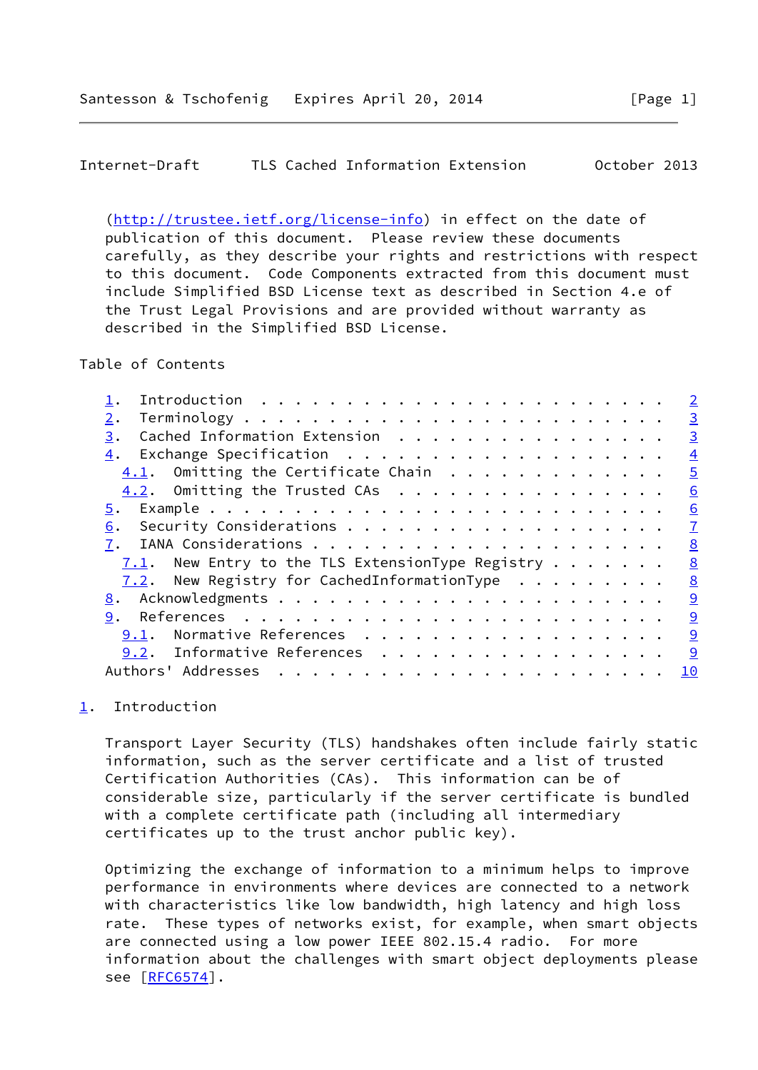(http://trustee.ietf.org/license-info) in effect on the date of publication of this document. Please review these documents carefully, as they describe your rights and restrictions with respect to this document. Code Components extracted from this document must include Simplified BSD License text as described in Section 4.e of the Trust Legal Provisions and are provided without warranty as described in the Simplified BSD License.

Table of Contents

```
   1.  Introduction . . . . . . . . . . . . . . . . . . . . . . . .   2
   2.  Terminology  . . . . . . . . . . . . . . . . . . . . . . . .   3
   3.  Cached Information Extension . . . . . . . . . . . . . . . .   3
   4.  Exchange Specification . . . . . . . . . . . . . . . . . . .   4
     4.1.  Omitting the Certificate Chain . . . . . . . . . . . . .   5
     4.2.  Omitting the Trusted CAs . . . . . . . . . . . . . . . .   6
   5.  Example  . . . . . . . . . . . . . . . . . . . . . . . . . .   6
   6.  Security Considerations  . . . . . . . . . . . . . . . . . .   7
   7.  IANA Considerations  . . . . . . . . . . . . . . . . . . . .   8
     7.1.  New Entry to the TLS ExtensionType Registry  . . . . . .   8
     7.2.  New Registry for CachedInformationType . . . . . . . . .   8
   8.  Acknowledgments  . . . . . . . . . . . . . . . . . . . . . .   9
   9.  References . . . . . . . . . . . . . . . . . . . . . . . . .   9
     9.1.  Normative References . . . . . . . . . . . . . . . . . .   9
     9.2.  Informative References . . . . . . . . . . . . . . . . .   9
   Authors' Addresses . . . . . . . . . . . . . . . . . . . . . . .  10
```

## 1. Introduction

Transport Layer Security (TLS) handshakes often include fairly static information, such as the server certificate and a list of trusted Certification Authorities (CAs). This information can be of considerable size, particularly if the server certificate is bundled with a complete certificate path (including all intermediary certificates up to the trust anchor public key).

Optimizing the exchange of information to a minimum helps to improve performance in environments where devices are connected to a network with characteristics like low bandwidth, high latency and high loss rate. These types of networks exist, for example, when smart objects are connected using a low power IEEE 802.15.4 radio. For more information about the challenges with smart object deployments please see [RFC6574].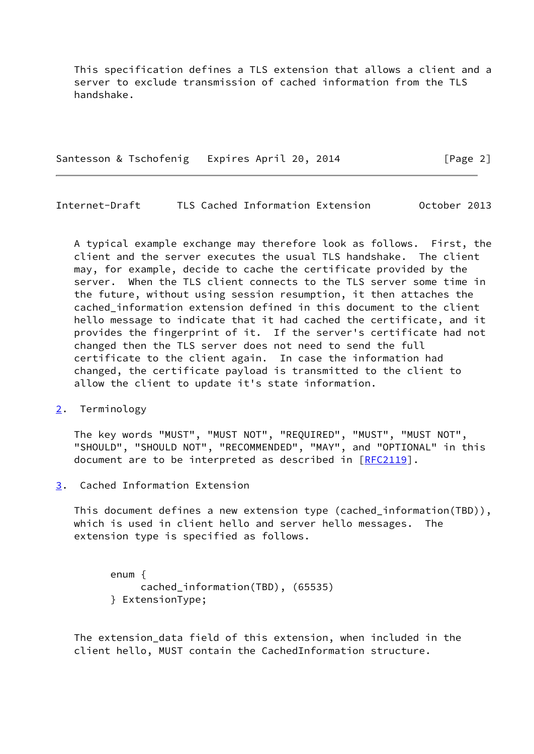This specification defines a TLS extension that allows a client and a server to exclude transmission of cached information from the TLS handshake.

A typical example exchange may therefore look as follows. First, the client and the server executes the usual TLS handshake. The client may, for example, decide to cache the certificate provided by the server. When the TLS client connects to the TLS server some time in the future, without using session resumption, it then attaches the cached_information extension defined in this document to the client hello message to indicate that it had cached the certificate, and it provides the fingerprint of it. If the server's certificate had not changed then the TLS server does not need to send the full certificate to the client again. In case the information had changed, the certificate payload is transmitted to the client to allow the client to update it's state information.

## 2. Terminology

The key words "MUST", "MUST NOT", "REQUIRED", "MUST", "MUST NOT", "SHOULD", "SHOULD NOT", "RECOMMENDED", "MAY", and "OPTIONAL" in this document are to be interpreted as described in [RFC2119].

## 3. Cached Information Extension

This document defines a new extension type (cached_information(TBD)), which is used in client hello and server hello messages. The extension type is specified as follows.

```
enum {
     cached_information(TBD), (65535)
} ExtensionType;
```

The extension_data field of this extension, when included in the client hello, MUST contain the CachedInformation structure.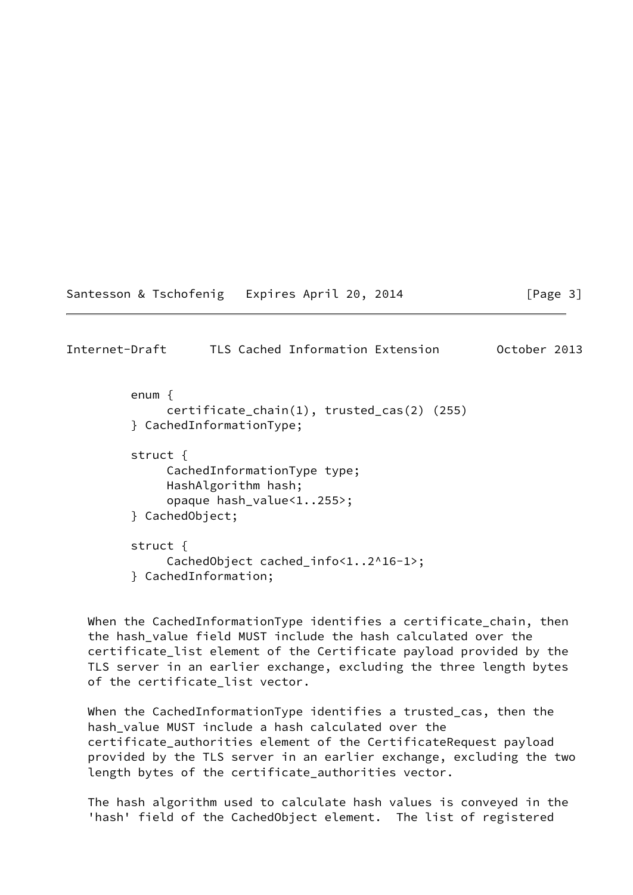```
     enum {
          certificate_chain(1), trusted_cas(2) (255)
     } CachedInformationType;

     struct {
          CachedInformationType type;
          HashAlgorithm hash;
          opaque hash_value<1..255>;
     } CachedObject;

     struct {
          CachedObject cached_info<1..2^16-1>;
     } CachedInformation;
```

When the CachedInformationType identifies a certificate_chain, then the hash_value field MUST include the hash calculated over the certificate_list element of the Certificate payload provided by the TLS server in an earlier exchange, excluding the three length bytes of the certificate_list vector.

When the CachedInformationType identifies a trusted_cas, then the hash_value MUST include a hash calculated over the certificate_authorities element of the CertificateRequest payload provided by the TLS server in an earlier exchange, excluding the two length bytes of the certificate_authorities vector.

The hash algorithm used to calculate hash values is conveyed in the 'hash' field of the CachedObject element. The list of registered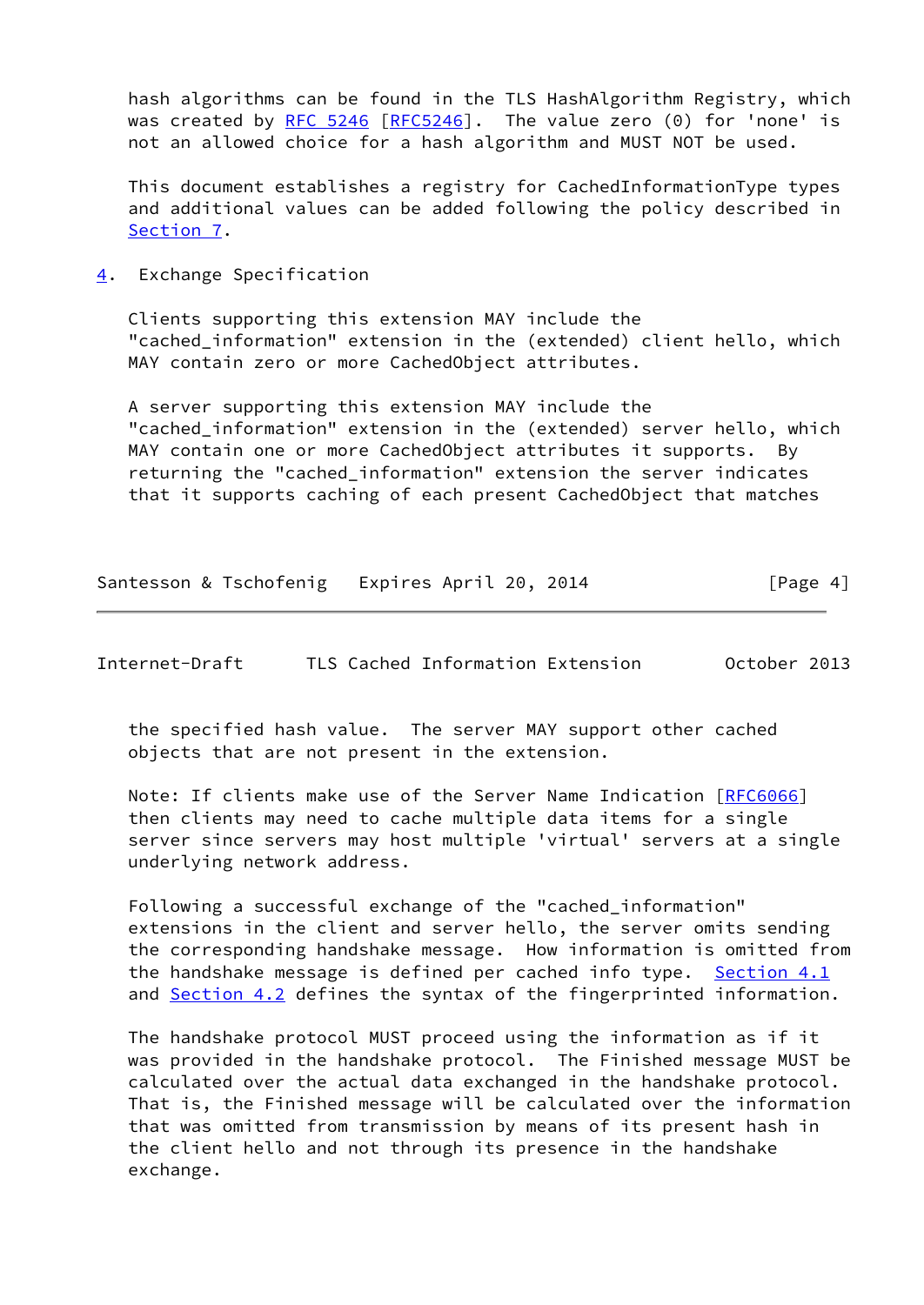hash algorithms can be found in the TLS HashAlgorithm Registry, which was created by RFC 5246 [RFC5246]. The value zero (0) for 'none' is not an allowed choice for a hash algorithm and MUST NOT be used.

This document establishes a registry for CachedInformationType types and additional values can be added following the policy described in Section 7.

## 4. Exchange Specification

Clients supporting this extension MAY include the "cached_information" extension in the (extended) client hello, which MAY contain zero or more CachedObject attributes.

A server supporting this extension MAY include the "cached_information" extension in the (extended) server hello, which MAY contain one or more CachedObject attributes it supports. By returning the "cached_information" extension the server indicates that it supports caching of each present CachedObject that matches the specified hash value. The server MAY support other cached objects that are not present in the extension.

Note: If clients make use of the Server Name Indication [RFC6066] then clients may need to cache multiple data items for a single server since servers may host multiple 'virtual' servers at a single underlying network address.

Following a successful exchange of the "cached_information" extensions in the client and server hello, the server omits sending the corresponding handshake message. How information is omitted from the handshake message is defined per cached info type. Section 4.1 and Section 4.2 defines the syntax of the fingerprinted information.

The handshake protocol MUST proceed using the information as if it was provided in the handshake protocol. The Finished message MUST be calculated over the actual data exchanged in the handshake protocol. That is, the Finished message will be calculated over the information that was omitted from transmission by means of its present hash in the client hello and not through its presence in the handshake exchange.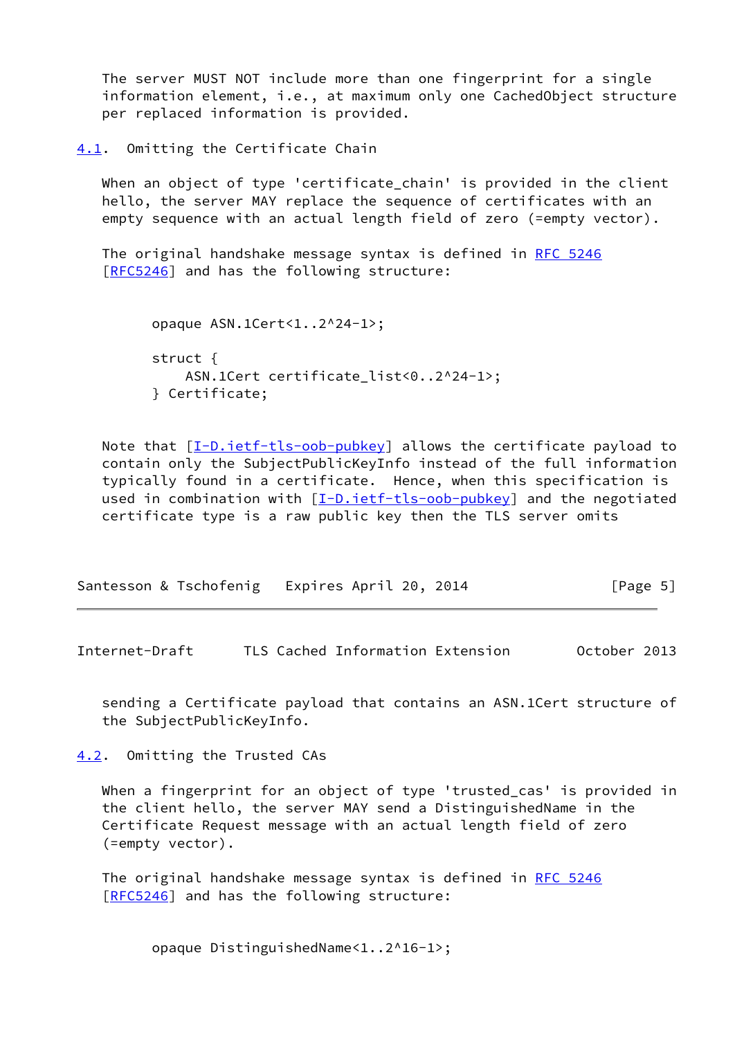The server MUST NOT include more than one fingerprint for a single information element, i.e., at maximum only one CachedObject structure per replaced information is provided.

### 4.1. Omitting the Certificate Chain

When an object of type 'certificate_chain' is provided in the client hello, the server MAY replace the sequence of certificates with an empty sequence with an actual length field of zero (=empty vector).

The original handshake message syntax is defined in RFC 5246 [RFC5246] and has the following structure:

```
opaque ASN.1Cert<1..2^24-1>;

struct {
    ASN.1Cert certificate_list<0..2^24-1>;
} Certificate;
```

Note that [I-D.ietf-tls-oob-pubkey] allows the certificate payload to contain only the SubjectPublicKeyInfo instead of the full information typically found in a certificate. Hence, when this specification is used in combination with [I-D.ietf-tls-oob-pubkey] and the negotiated certificate type is a raw public key then the TLS server omits sending a Certificate payload that contains an ASN.1Cert structure of the SubjectPublicKeyInfo.

### 4.2. Omitting the Trusted CAs

When a fingerprint for an object of type 'trusted_cas' is provided in the client hello, the server MAY send a DistinguishedName in the Certificate Request message with an actual length field of zero (=empty vector).

The original handshake message syntax is defined in RFC 5246 [RFC5246] and has the following structure:

```
opaque DistinguishedName<1..2^16-1>;
```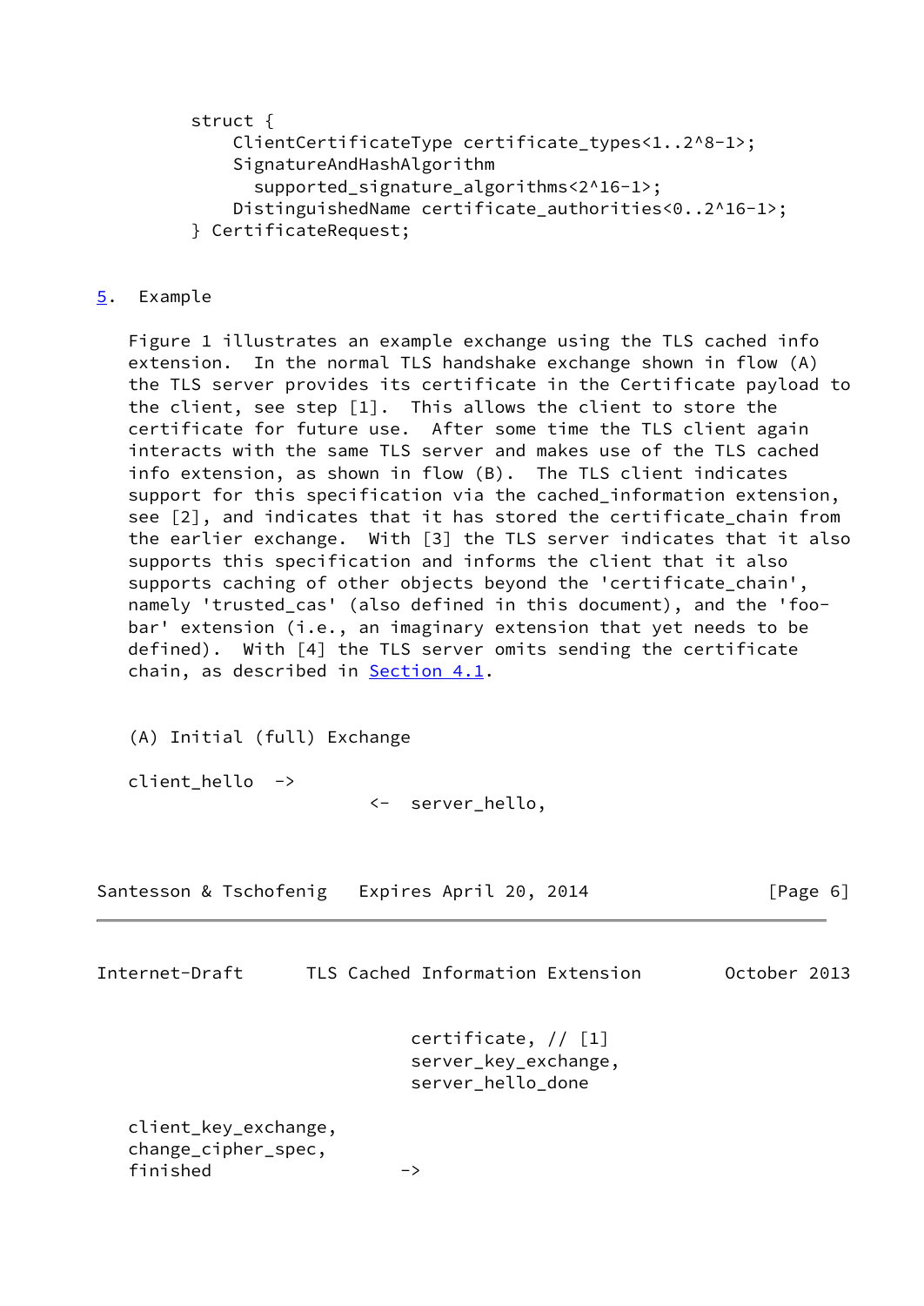```
struct {
    ClientCertificateType certificate_types<1..2^8-1>;
    SignatureAndHashAlgorithm
      supported_signature_algorithms<2^16-1>;
    DistinguishedName certificate_authorities<0..2^16-1>;
} CertificateRequest;
```

## 5. Example

Figure 1 illustrates an example exchange using the TLS cached info extension. In the normal TLS handshake exchange shown in flow (A) the TLS server provides its certificate in the Certificate payload to the client, see step [1]. This allows the client to store the certificate for future use. After some time the TLS client again interacts with the same TLS server and makes use of the TLS cached info extension, as shown in flow (B). The TLS client indicates support for this specification via the cached_information extension, see [2], and indicates that it has stored the certificate_chain from the earlier exchange. With [3] the TLS server indicates that it also supports this specification and informs the client that it also supports caching of other objects beyond the 'certificate_chain', namely 'trusted_cas' (also defined in this document), and the 'foo-bar' extension (i.e., an imaginary extension that yet needs to be defined). With [4] the TLS server omits sending the certificate chain, as described in Section 4.1.

```
(A) Initial (full) Exchange

client_hello  ->
                        <-  server_hello,
                            certificate, // [1]
                            server_key_exchange,
                            server_hello_done

client_key_exchange,
change_cipher_spec,
finished                  ->
```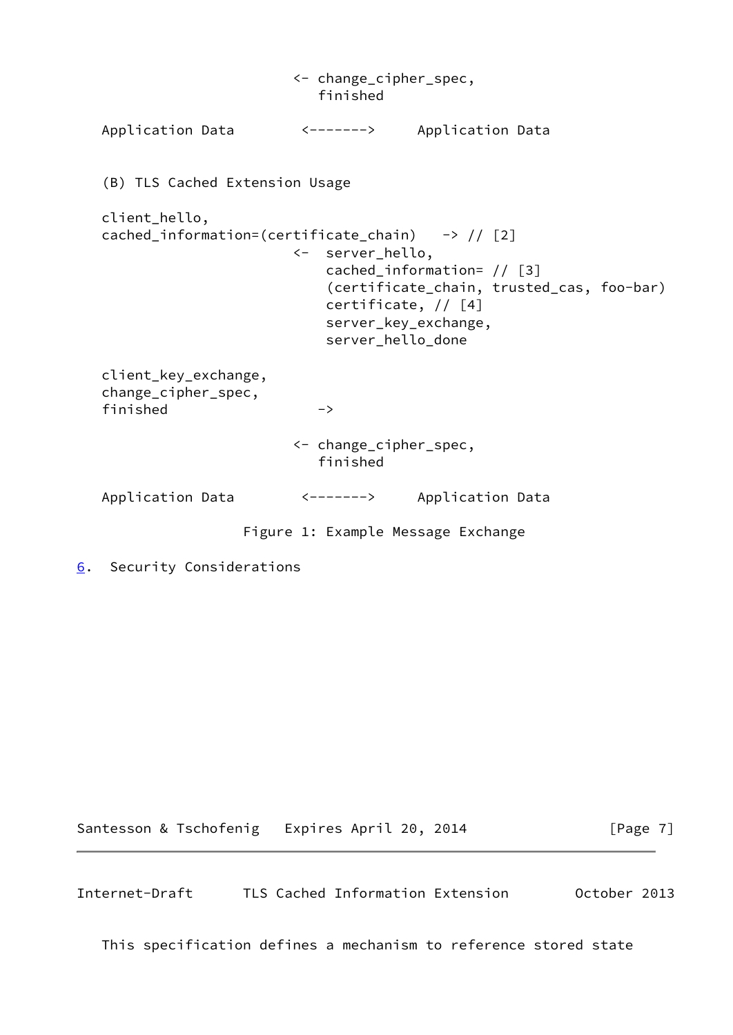```
                          <- change_cipher_spec,
                             finished

   Application Data        <------->     Application Data


   (B) TLS Cached Extension Usage

   client_hello,
   cached_information=(certificate_chain)   -> // [2]
                          <-  server_hello,
                              cached_information= // [3]
                              (certificate_chain, trusted_cas, foo-bar)
                              certificate, // [4]
                              server_key_exchange,
                              server_hello_done

   client_key_exchange,
   change_cipher_spec,
   finished                  ->

                          <- change_cipher_spec,
                             finished

   Application Data        <------->     Application Data
```

Figure 1: Example Message Exchange

## 6. Security Considerations

This specification defines a mechanism to reference stored state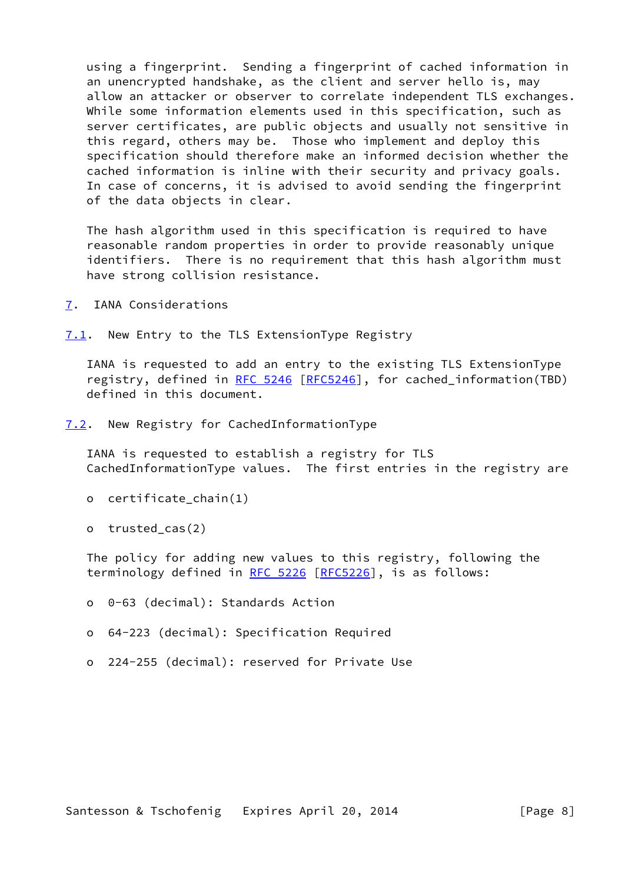using a fingerprint. Sending a fingerprint of cached information in an unencrypted handshake, as the client and server hello is, may allow an attacker or observer to correlate independent TLS exchanges. While some information elements used in this specification, such as server certificates, are public objects and usually not sensitive in this regard, others may be. Those who implement and deploy this specification should therefore make an informed decision whether the cached information is inline with their security and privacy goals. In case of concerns, it is advised to avoid sending the fingerprint of the data objects in clear.

The hash algorithm used in this specification is required to have reasonable random properties in order to provide reasonably unique identifiers. There is no requirement that this hash algorithm must have strong collision resistance.

## 7. IANA Considerations

### 7.1. New Entry to the TLS ExtensionType Registry

IANA is requested to add an entry to the existing TLS ExtensionType registry, defined in RFC 5246 [RFC5246], for cached_information(TBD) defined in this document.

### 7.2. New Registry for CachedInformationType

IANA is requested to establish a registry for TLS CachedInformationType values. The first entries in the registry are

- certificate_chain(1)
- trusted_cas(2)

The policy for adding new values to this registry, following the terminology defined in RFC 5226 [RFC5226], is as follows:

- 0-63 (decimal): Standards Action
- 64-223 (decimal): Specification Required
- 224-255 (decimal): reserved for Private Use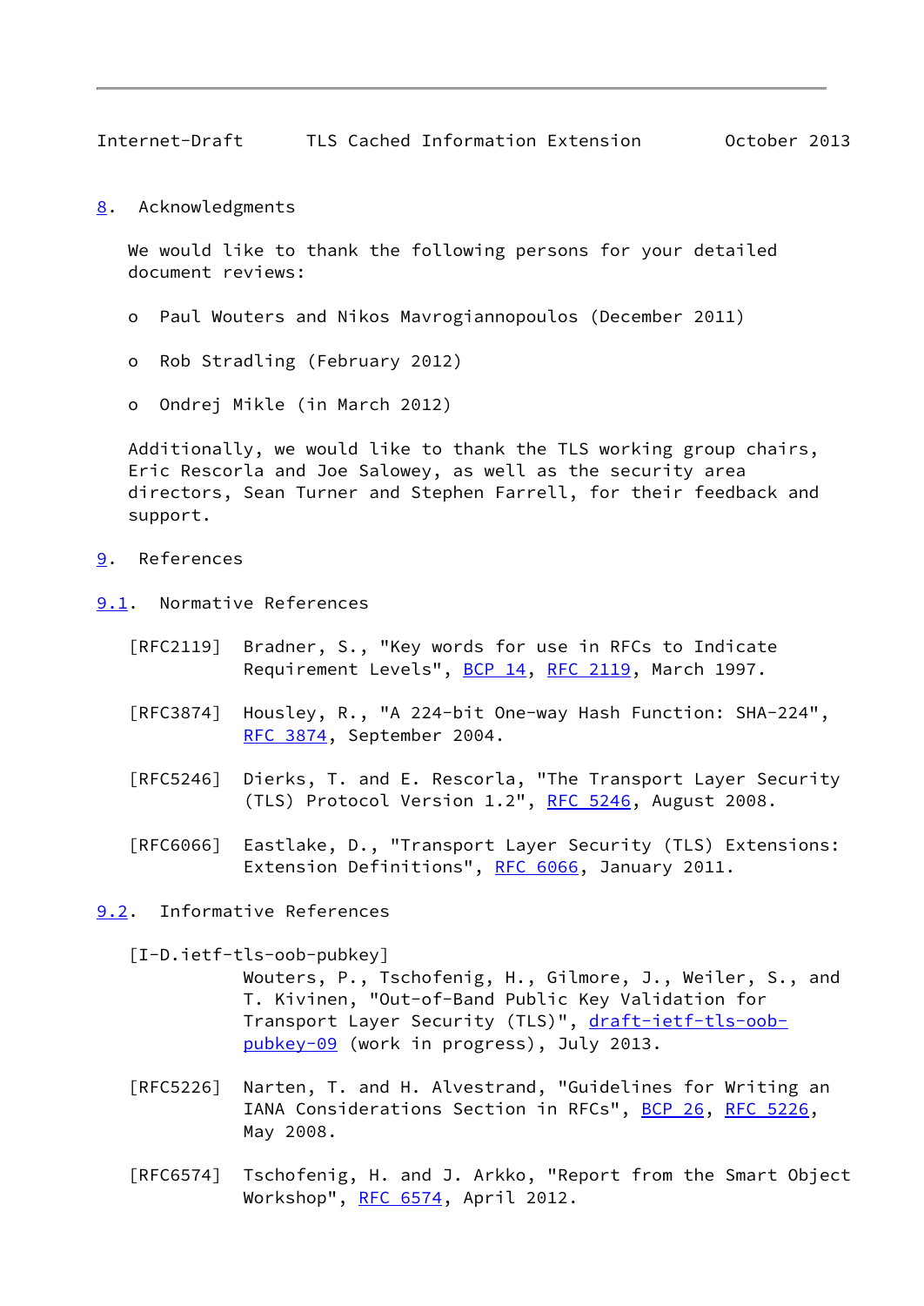## 8. Acknowledgments

We would like to thank the following persons for your detailed document reviews:

- Paul Wouters and Nikos Mavrogiannopoulos (December 2011)
- Rob Stradling (February 2012)
- Ondrej Mikle (in March 2012)

Additionally, we would like to thank the TLS working group chairs, Eric Rescorla and Joe Salowey, as well as the security area directors, Sean Turner and Stephen Farrell, for their feedback and support.

## 9. References

### 9.1. Normative References

[RFC2119] Bradner, S., "Key words for use in RFCs to Indicate Requirement Levels", BCP 14, RFC 2119, March 1997.

[RFC3874] Housley, R., "A 224-bit One-way Hash Function: SHA-224", RFC 3874, September 2004.

[RFC5246] Dierks, T. and E. Rescorla, "The Transport Layer Security (TLS) Protocol Version 1.2", RFC 5246, August 2008.

[RFC6066] Eastlake, D., "Transport Layer Security (TLS) Extensions: Extension Definitions", RFC 6066, January 2011.

### 9.2. Informative References

[I-D.ietf-tls-oob-pubkey] Wouters, P., Tschofenig, H., Gilmore, J., Weiler, S., and T. Kivinen, "Out-of-Band Public Key Validation for Transport Layer Security (TLS)", draft-ietf-tls-oob-pubkey-09 (work in progress), July 2013.

[RFC5226] Narten, T. and H. Alvestrand, "Guidelines for Writing an IANA Considerations Section in RFCs", BCP 26, RFC 5226, May 2008.

[RFC6574] Tschofenig, H. and J. Arkko, "Report from the Smart Object Workshop", RFC 6574, April 2012.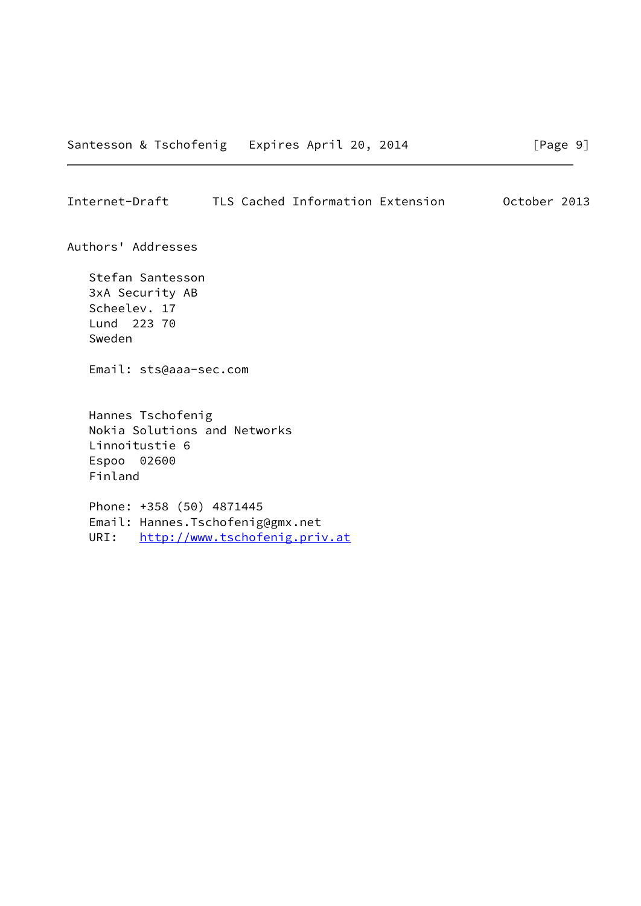## Authors' Addresses

Stefan Santesson
3xA Security AB
Scheelev. 17
Lund 223 70
Sweden

Email: sts@aaa-sec.com

Hannes Tschofenig
Nokia Solutions and Networks
Linnoitustie 6
Espoo 02600
Finland

Phone: +358 (50) 4871445
Email: Hannes.Tschofenig@gmx.net
URI: http://www.tschofenig.priv.at